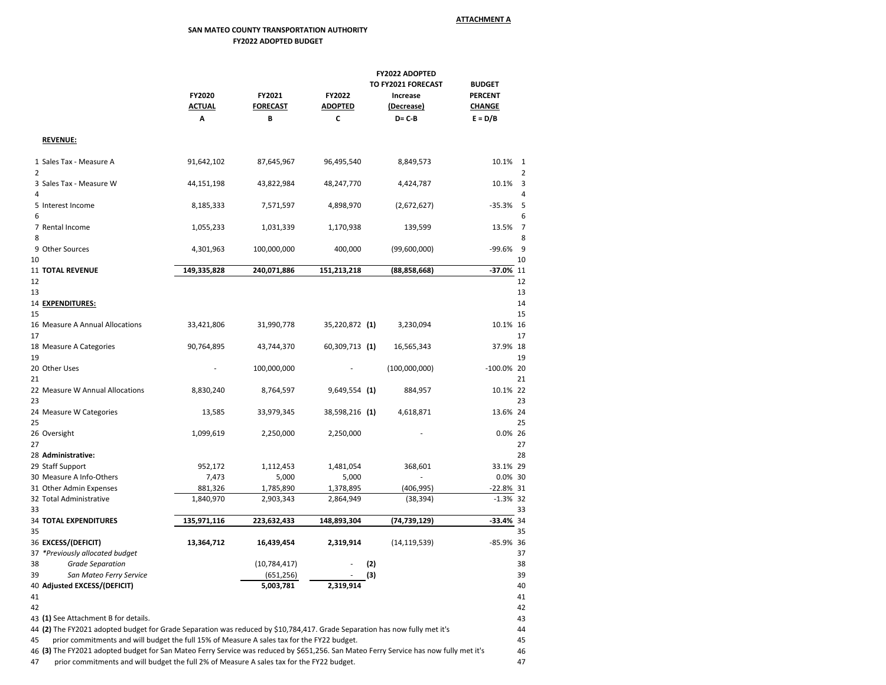**ATTACHMENT A**

**SAN MATEO COUNTY TRANSPORTATION AUTHORITY**
**FY2022 ADOPTED BUDGET**

| | | FY2020 ACTUAL | FY2021 FORECAST | FY2022 ADOPTED | | FY2022 ADOPTED TO FY2021 FORECAST Increase (Decrease) | BUDGET PERCENT CHANGE | |
|---|---|---|---|---|---|---|---|---|
| | | A | B | C | | D= C-B | E = D/B | |
| | **REVENUE:** | | | | | | | |
| 1 | Sales Tax - Measure A | 91,642,102 | 87,645,967 | 96,495,540 | | 8,849,573 | 10.1% | 1 |
| 2 | | | | | | | | 2 |
| 3 | Sales Tax - Measure W | 44,151,198 | 43,822,984 | 48,247,770 | | 4,424,787 | 10.1% | 3 |
| 4 | | | | | | | | 4 |
| 5 | Interest Income | 8,185,333 | 7,571,597 | 4,898,970 | | (2,672,627) | -35.3% | 5 |
| 6 | | | | | | | | 6 |
| 7 | Rental Income | 1,055,233 | 1,031,339 | 1,170,938 | | 139,599 | 13.5% | 7 |
| 8 | | | | | | | | 8 |
| 9 | Other Sources | 4,301,963 | 100,000,000 | 400,000 | | (99,600,000) | -99.6% | 9 |
| 10 | | | | | | | | 10 |
| 11 | **TOTAL REVENUE** | **149,335,828** | **240,071,886** | **151,213,218** | | **(88,858,668)** | **-37.0%** | 11 |
| 12 | | | | | | | | 12 |
| 13 | | | | | | | | 13 |
| 14 | **EXPENDITURES:** | | | | | | | 14 |
| 15 | | | | | | | | 15 |
| 16 | Measure A Annual Allocations | 33,421,806 | 31,990,778 | 35,220,872 | **(1)** | 3,230,094 | 10.1% | 16 |
| 17 | | | | | | | | 17 |
| 18 | Measure A Categories | 90,764,895 | 43,744,370 | 60,309,713 | **(1)** | 16,565,343 | 37.9% | 18 |
| 19 | | | | | | | | 19 |
| 20 | Other Uses | - | 100,000,000 | - | | (100,000,000) | -100.0% | 20 |
| 21 | | | | | | | | 21 |
| 22 | Measure W Annual Allocations | 8,830,240 | 8,764,597 | 9,649,554 | **(1)** | 884,957 | 10.1% | 22 |
| 23 | | | | | | | | 23 |
| 24 | Measure W Categories | 13,585 | 33,979,345 | 38,598,216 | **(1)** | 4,618,871 | 13.6% | 24 |
| 25 | | | | | | | | 25 |
| 26 | Oversight | 1,099,619 | 2,250,000 | 2,250,000 | | - | 0.0% | 26 |
| 27 | | | | | | | | 27 |
| 28 | **Administrative:** | | | | | | | 28 |
| 29 | Staff Support | 952,172 | 1,112,453 | 1,481,054 | | 368,601 | 33.1% | 29 |
| 30 | Measure A Info-Others | 7,473 | 5,000 | 5,000 | | - | 0.0% | 30 |
| 31 | Other Admin Expenses | 881,326 | 1,785,890 | 1,378,895 | | (406,995) | -22.8% | 31 |
| 32 | Total Administrative | 1,840,970 | 2,903,343 | 2,864,949 | | (38,394) | -1.3% | 32 |
| 33 | | | | | | | | 33 |
| 34 | **TOTAL EXPENDITURES** | **135,971,116** | **223,632,433** | **148,893,304** | | **(74,739,129)** | **-33.4%** | 34 |
| 35 | | | | | | | | 35 |
| 36 | **EXCESS/(DEFICIT)** | **13,364,712** | **16,439,454** | **2,319,914** | | (14,119,539) | -85.9% | 36 |
| 37 | *\*Previously allocated budget* | | | | | | | 37 |
| 38 | *Grade Separation* | | (10,784,417) | - | **(2)** | | | 38 |
| 39 | *San Mateo Ferry Service* | | (651,256) | - | **(3)** | | | 39 |
| 40 | **Adjusted EXCESS/(DEFICIT)** | | **5,003,781** | **2,319,914** | | | | 40 |
| 41 | | | | | | | | 41 |
| 42 | | | | | | | | 42 |

43 **(1)** See Attachment B for details.

44 **(2)** The FY2021 adopted budget for Grade Separation was reduced by $10,784,417. Grade Separation has now fully met it's prior commitments and will budget the full 15% of Measure A sales tax for the FY22 budget.

46 **(3)** The FY2021 adopted budget for San Mateo Ferry Service was reduced by $651,256. San Mateo Ferry Service has now fully met it's prior commitments and will budget the full 2% of Measure A sales tax for the FY22 budget.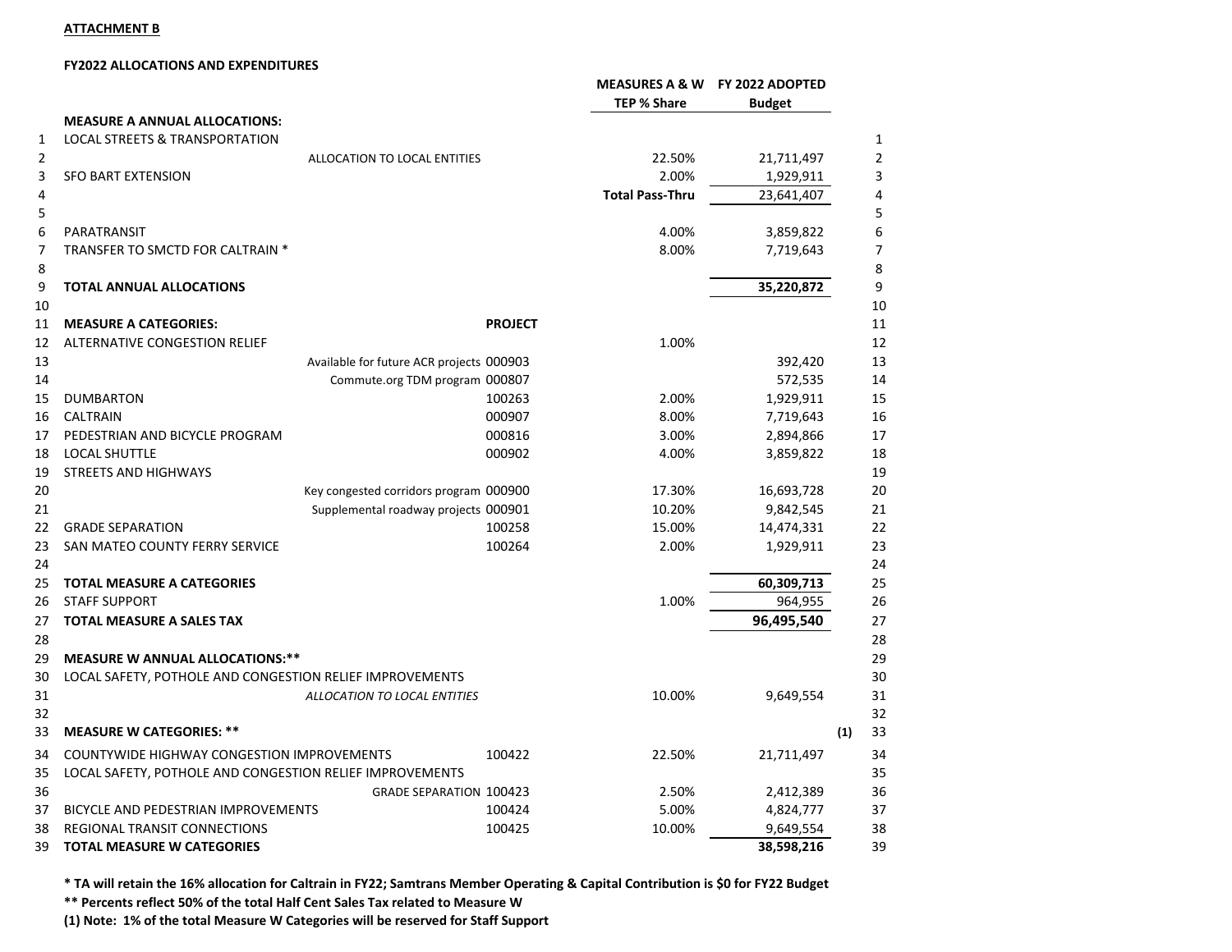**ATTACHMENT B**

**FY2022 ALLOCATIONS AND EXPENDITURES**

| | | | | MEASURES A & W TEP % Share | FY 2022 ADOPTED Budget | | |
|---|---|---|---|---|---|---|---|
| | **MEASURE A ANNUAL ALLOCATIONS:** | | | | | | |
| 1 | LOCAL STREETS & TRANSPORTATION | | | | | | 1 |
| 2 | | ALLOCATION TO LOCAL ENTITIES | | 22.50% | 21,711,497 | | 2 |
| 3 | SFO BART EXTENSION | | | 2.00% | 1,929,911 | | 3 |
| 4 | | | | **Total Pass-Thru** | 23,641,407 | | 4 |
| 5 | | | | | | | 5 |
| 6 | PARATRANSIT | | | 4.00% | 3,859,822 | | 6 |
| 7 | TRANSFER TO SMCTD FOR CALTRAIN * | | | 8.00% | 7,719,643 | | 7 |
| 8 | | | | | | | 8 |
| 9 | **TOTAL ANNUAL ALLOCATIONS** | | | | **35,220,872** | | 9 |
| 10 | | | | | | | 10 |
| 11 | **MEASURE A CATEGORIES:** | | **PROJECT** | | | | 11 |
| 12 | ALTERNATIVE CONGESTION RELIEF | | | 1.00% | | | 12 |
| 13 | | Available for future ACR projects | 000903 | | 392,420 | | 13 |
| 14 | | Commute.org TDM program | 000807 | | 572,535 | | 14 |
| 15 | DUMBARTON | | 100263 | 2.00% | 1,929,911 | | 15 |
| 16 | CALTRAIN | | 000907 | 8.00% | 7,719,643 | | 16 |
| 17 | PEDESTRIAN AND BICYCLE PROGRAM | | 000816 | 3.00% | 2,894,866 | | 17 |
| 18 | LOCAL SHUTTLE | | 000902 | 4.00% | 3,859,822 | | 18 |
| 19 | STREETS AND HIGHWAYS | | | | | | 19 |
| 20 | | Key congested corridors program | 000900 | 17.30% | 16,693,728 | | 20 |
| 21 | | Supplemental roadway projects | 000901 | 10.20% | 9,842,545 | | 21 |
| 22 | GRADE SEPARATION | | 100258 | 15.00% | 14,474,331 | | 22 |
| 23 | SAN MATEO COUNTY FERRY SERVICE | | 100264 | 2.00% | 1,929,911 | | 23 |
| 24 | | | | | | | 24 |
| 25 | **TOTAL MEASURE A CATEGORIES** | | | | **60,309,713** | | 25 |
| 26 | STAFF SUPPORT | | | 1.00% | 964,955 | | 26 |
| 27 | **TOTAL MEASURE A SALES TAX** | | | | **96,495,540** | | 27 |
| 28 | | | | | | | 28 |
| 29 | **MEASURE W ANNUAL ALLOCATIONS:**** | | | | | | 29 |
| 30 | LOCAL SAFETY, POTHOLE AND CONGESTION RELIEF IMPROVEMENTS | | | | | | 30 |
| 31 | | *ALLOCATION TO LOCAL ENTITIES* | | 10.00% | 9,649,554 | | 31 |
| 32 | | | | | | | 32 |
| 33 | **MEASURE W CATEGORIES: **** | | | | | **(1)** | 33 |
| 34 | COUNTYWIDE HIGHWAY CONGESTION IMPROVEMENTS | | 100422 | 22.50% | 21,711,497 | | 34 |
| 35 | LOCAL SAFETY, POTHOLE AND CONGESTION RELIEF IMPROVEMENTS | | | | | | 35 |
| 36 | | GRADE SEPARATION | 100423 | 2.50% | 2,412,389 | | 36 |
| 37 | BICYCLE AND PEDESTRIAN IMPROVEMENTS | | 100424 | 5.00% | 4,824,777 | | 37 |
| 38 | REGIONAL TRANSIT CONNECTIONS | | 100425 | 10.00% | 9,649,554 | | 38 |
| 39 | **TOTAL MEASURE W CATEGORIES** | | | | **38,598,216** | | 39 |

**\* TA will retain the 16% allocation for Caltrain in FY22; Samtrans Member Operating & Capital Contribution is $0 for FY22 Budget**

**\*\* Percents reflect 50% of the total Half Cent Sales Tax related to Measure W**

**(1) Note: 1% of the total Measure W Categories will be reserved for Staff Support**